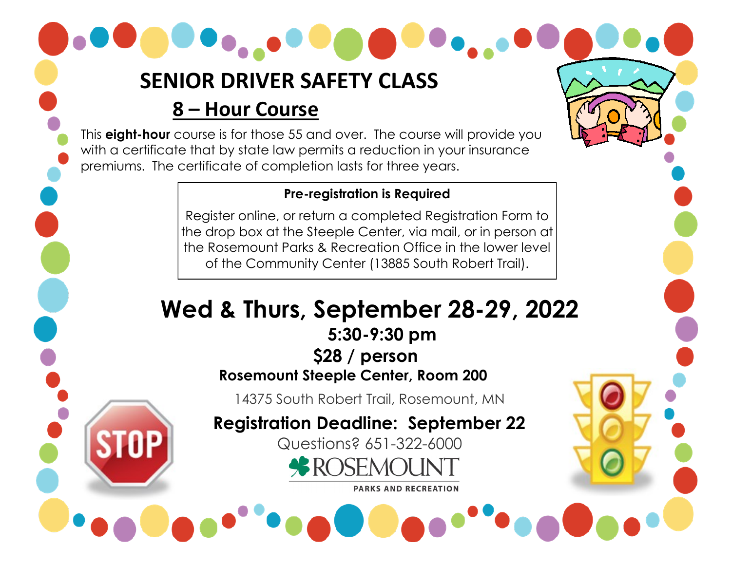# SENIOR DRIVER SAFETY CLASS

## 8 – Hour Course

This **eight-hour** course is for those 55 and over. The course will provide you with a certificate that by state law permits a reduction in your insurance premiums. The certificate of completion lasts for three years.

**Pre-registration is Required**

Register online, or return a completed Registration Form to the drop box at the Steeple Center, via mail, or in person at the Rosemount Parks & Recreation Office in the lower level of the Community Center (13885 South Robert Trail).

# Wed & Thurs, September 28-29, 2022

**5:30-9:30 pm**

**$28 / person**

**Rosemount Steeple Center, Room 200**

14375 South Robert Trail, Rosemount, MN

**Registration Deadline: September 22**

Questions? 651-322-6000

ROSEMOUNT

PARKS AND RECREATION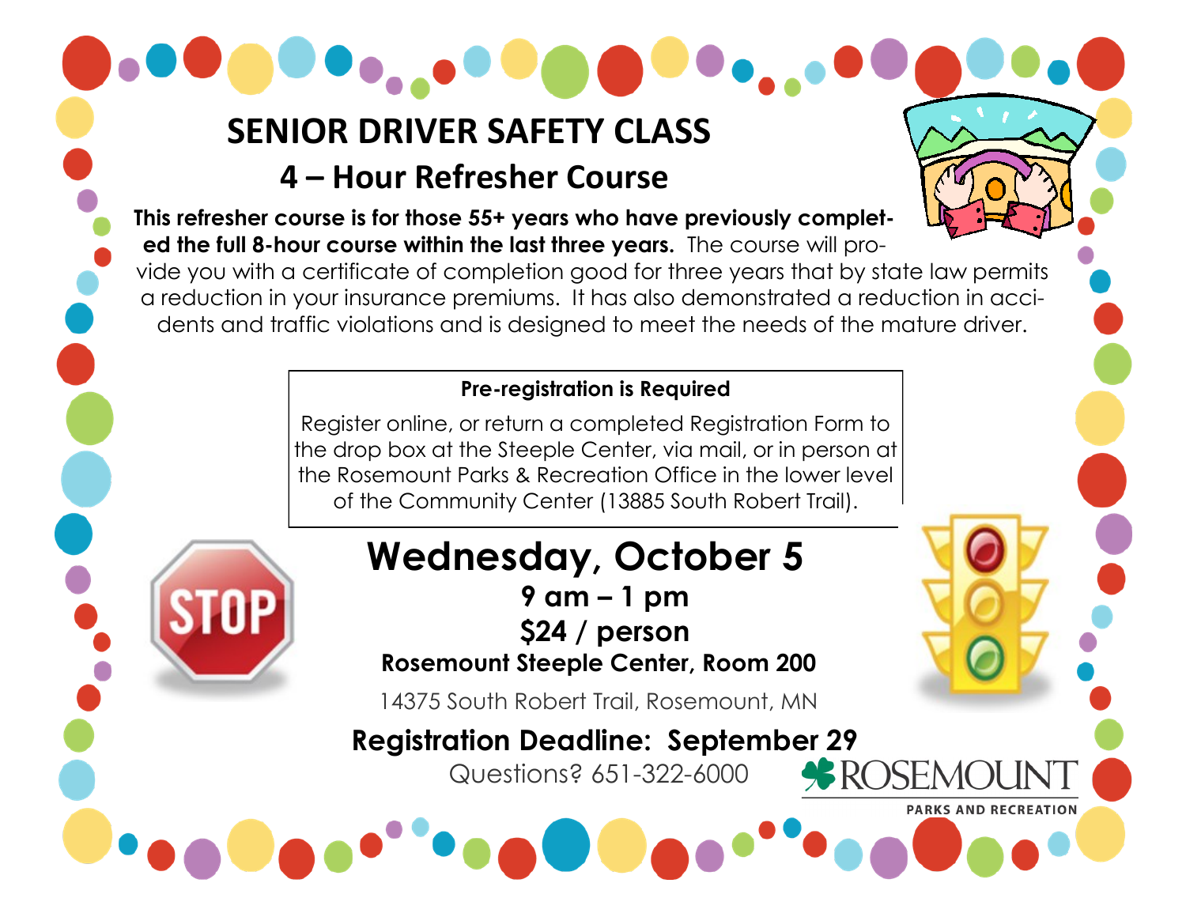# SENIOR DRIVER SAFETY CLASS

## 4 – Hour Refresher Course

**This refresher course is for those 55+ years who have previously completed the full 8-hour course within the last three years.** The course will provide you with a certificate of completion good for three years that by state law permits a reduction in your insurance premiums. It has also demonstrated a reduction in accidents and traffic violations and is designed to meet the needs of the mature driver.

**Pre-registration is Required**

Register online, or return a completed Registration Form to the drop box at the Steeple Center, via mail, or in person at the Rosemount Parks & Recreation Office in the lower level of the Community Center (13885 South Robert Trail).

## Wednesday, October 5

**9 am – 1 pm**

**$24 / person**

**Rosemount Steeple Center, Room 200**

14375 South Robert Trail, Rosemount, MN

**Registration Deadline: September 29**

Questions? 651-322-6000

ROSEMOUNT
PARKS AND RECREATION